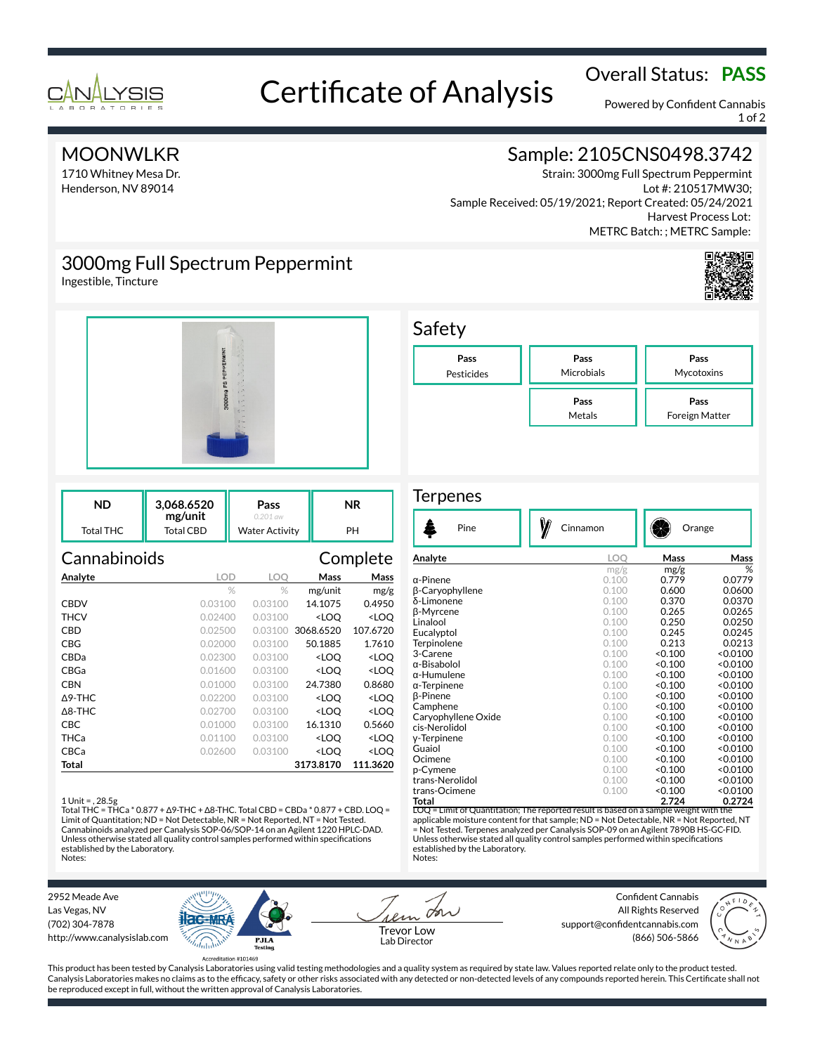# Certificate of Analysis

Overall Status: **PASS**

Powered by Confident Cannabis

## MOONWLKR

1710 Whitney Mesa Dr.
Henderson, NV 89014

## Sample: 2105CNS0498.3742

Strain: 3000mg Full Spectrum Peppermint
Lot #: 210517MW30;
Sample Received: 05/19/2021; Report Created: 05/24/2021
Harvest Process Lot:
METRC Batch: ; METRC Sample:

## 3000mg Full Spectrum Peppermint

Ingestible, Tincture

## Safety

| Pass | Pass | Pass |
|---|---|---|
| Pesticides | Microbials | Mycotoxins |
| | **Pass** Metals | **Pass** Foreign Matter |

| ND | 3,068.6520 mg/unit | Pass (0.201 aw) | NR |
|---|---|---|---|
| Total THC | Total CBD | Water Activity | PH |

## Cannabinoids — Complete

| Analyte | LOD | LOQ | Mass | Mass |
|---|---|---|---|---|
| | % | % | mg/unit | mg/g |
| CBDV | 0.03100 | 0.03100 | 14.1075 | 0.4950 |
| THCV | 0.02400 | 0.03100 | <LOQ | <LOQ |
| CBD | 0.02500 | 0.03100 | 3068.6520 | 107.6720 |
| CBG | 0.02000 | 0.03100 | 50.1885 | 1.7610 |
| CBDa | 0.02300 | 0.03100 | <LOQ | <LOQ |
| CBGa | 0.01600 | 0.03100 | <LOQ | <LOQ |
| CBN | 0.01000 | 0.03100 | 24.7380 | 0.8680 |
| Δ9-THC | 0.02200 | 0.03100 | <LOQ | <LOQ |
| Δ8-THC | 0.02700 | 0.03100 | <LOQ | <LOQ |
| CBC | 0.01000 | 0.03100 | 16.1310 | 0.5660 |
| THCa | 0.01100 | 0.03100 | <LOQ | <LOQ |
| CBCa | 0.02600 | 0.03100 | <LOQ | <LOQ |
| **Total** | | | **3173.8170** | **111.3620** |

1 Unit = , 28.5g
Total THC = THCa * 0.877 + Δ9-THC + Δ8-THC. Total CBD = CBDa * 0.877 + CBD. LOQ = Limit of Quantitation; ND = Not Detectable, NR = Not Reported, NT = Not Tested. Cannabinoids analyzed per Canalysis SOP-06/SOP-14 on an Agilent 1220 HPLC-DAD. Unless otherwise stated all quality control samples performed within specifications established by the Laboratory.
Notes:

## Terpenes

Pine | Cinnamon | Orange

| Analyte | LOQ | Mass | Mass |
|---|---|---|---|
| | mg/g | mg/g | % |
| α-Pinene | 0.100 | 0.779 | 0.0779 |
| β-Caryophyllene | 0.100 | 0.600 | 0.0600 |
| δ-Limonene | 0.100 | 0.370 | 0.0370 |
| β-Myrcene | 0.100 | 0.265 | 0.0265 |
| Linalool | 0.100 | 0.250 | 0.0250 |
| Eucalyptol | 0.100 | 0.245 | 0.0245 |
| Terpinolene | 0.100 | 0.213 | 0.0213 |
| 3-Carene | 0.100 | <0.100 | <0.0100 |
| α-Bisabolol | 0.100 | <0.100 | <0.0100 |
| α-Humulene | 0.100 | <0.100 | <0.0100 |
| α-Terpinene | 0.100 | <0.100 | <0.0100 |
| β-Pinene | 0.100 | <0.100 | <0.0100 |
| Camphene | 0.100 | <0.100 | <0.0100 |
| Caryophyllene Oxide | 0.100 | <0.100 | <0.0100 |
| cis-Nerolidol | 0.100 | <0.100 | <0.0100 |
| γ-Terpinene | 0.100 | <0.100 | <0.0100 |
| Guaiol | 0.100 | <0.100 | <0.0100 |
| Ocimene | 0.100 | <0.100 | <0.0100 |
| p-Cymene | 0.100 | <0.100 | <0.0100 |
| trans-Nerolidol | 0.100 | <0.100 | <0.0100 |
| trans-Ocimene | 0.100 | <0.100 | <0.0100 |
| **Total** | | **2.724** | **0.2724** |

LOQ = Limit of Quantitation; The reported result is based on a sample weight with the applicable moisture content for that sample; ND = Not Detectable, NR = Not Reported, NT = Not Tested. Terpenes analyzed per Canalysis SOP-09 on an Agilent 7890B HS-GC-FID. Unless otherwise stated all quality control samples performed within specifications established by the Laboratory.
Notes:

2952 Meade Ave
Las Vegas, NV
(702) 304-7878
http://www.canalysislab.com

Accreditation #101469

Trevor Low
Lab Director

Confident Cannabis
All Rights Reserved
support@confidentcannabis.com
(866) 506-5866

This product has been tested by Canalysis Laboratories using valid testing methodologies and a quality system as required by state law. Values reported relate only to the product tested. Canalysis Laboratories makes no claims as to the efficacy, safety or other risks associated with any detected or non-detected levels of any compounds reported herein. This Certificate shall not be reproduced except in full, without the written approval of Canalysis Laboratories.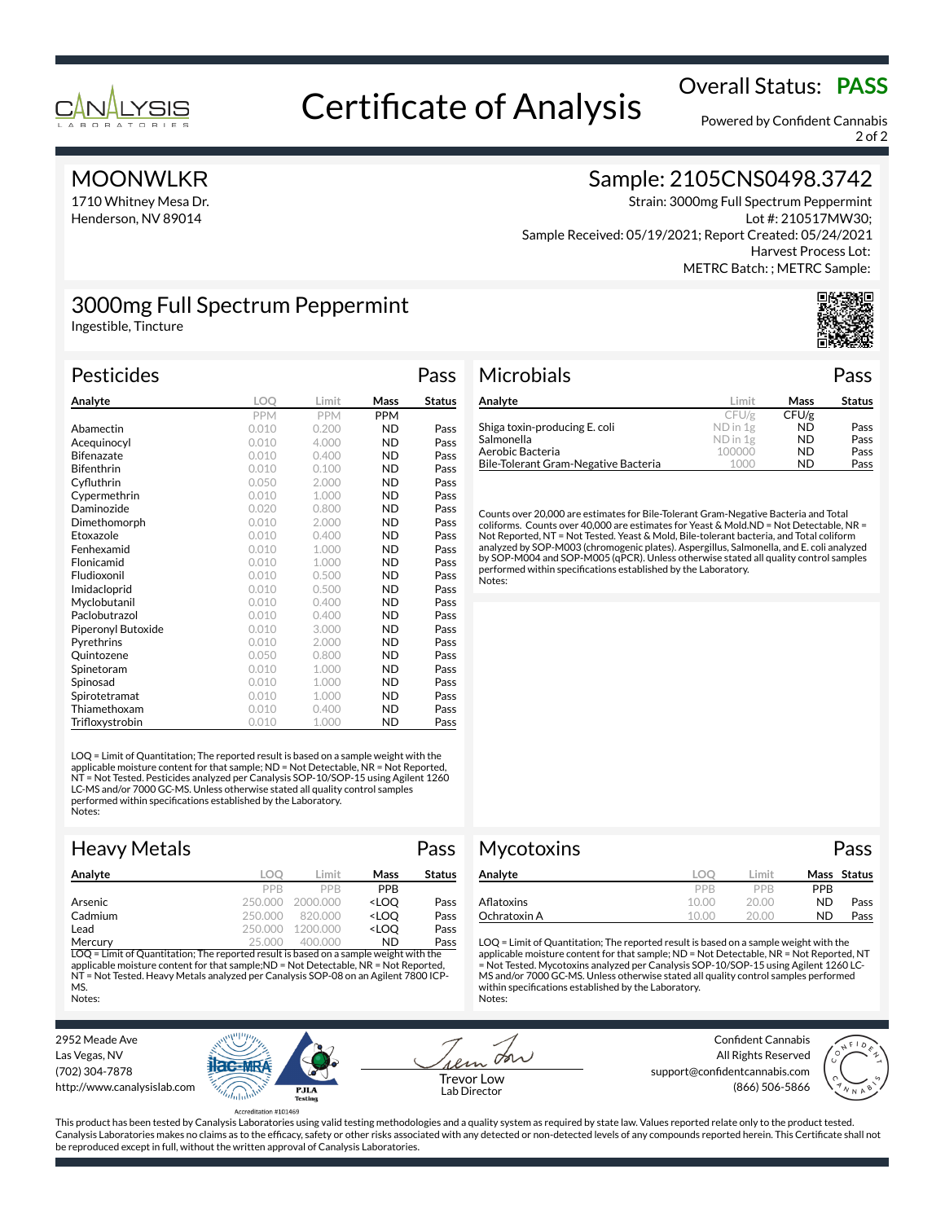# Certificate of Analysis

Overall Status: **PASS**

Powered by Confident Cannabis

## MOONWLKR

1710 Whitney Mesa Dr.
Henderson, NV 89014

## Sample: 2105CNS0498.3742

Strain: 3000mg Full Spectrum Peppermint
Lot #: 210517MW30;
Sample Received: 05/19/2021; Report Created: 05/24/2021
Harvest Process Lot:
METRC Batch: ; METRC Sample:

## 3000mg Full Spectrum Peppermint

Ingestible, Tincture

### Pesticides — Pass

| Analyte | LOQ | Limit | Mass | Status |
|---|---|---|---|---|
| | PPM | PPM | PPM | |
| Abamectin | 0.010 | 0.200 | ND | Pass |
| Acequinocyl | 0.010 | 4.000 | ND | Pass |
| Bifenazate | 0.010 | 0.400 | ND | Pass |
| Bifenthrin | 0.010 | 0.100 | ND | Pass |
| Cyfluthrin | 0.050 | 2.000 | ND | Pass |
| Cypermethrin | 0.010 | 1.000 | ND | Pass |
| Daminozide | 0.020 | 0.800 | ND | Pass |
| Dimethomorph | 0.010 | 2.000 | ND | Pass |
| Etoxazole | 0.010 | 0.400 | ND | Pass |
| Fenhexamid | 0.010 | 1.000 | ND | Pass |
| Flonicamid | 0.010 | 1.000 | ND | Pass |
| Fludioxonil | 0.010 | 0.500 | ND | Pass |
| Imidacloprid | 0.010 | 0.500 | ND | Pass |
| Myclobutanil | 0.010 | 0.400 | ND | Pass |
| Paclobutrazol | 0.010 | 0.400 | ND | Pass |
| Piperonyl Butoxide | 0.010 | 3.000 | ND | Pass |
| Pyrethrins | 0.010 | 2.000 | ND | Pass |
| Quintozene | 0.050 | 0.800 | ND | Pass |
| Spinetoram | 0.010 | 1.000 | ND | Pass |
| Spinosad | 0.010 | 1.000 | ND | Pass |
| Spirotetramat | 0.010 | 1.000 | ND | Pass |
| Thiamethoxam | 0.010 | 0.400 | ND | Pass |
| Trifloxystrobin | 0.010 | 1.000 | ND | Pass |

LOQ = Limit of Quantitation; The reported result is based on a sample weight with the applicable moisture content for that sample; ND = Not Detectable, NR = Not Reported, NT = Not Tested. Pesticides analyzed per Canalysis SOP-10/SOP-15 using Agilent 1260 LC-MS and/or 7000 GC-MS. Unless otherwise stated all quality control samples performed within specifications established by the Laboratory.
Notes:

### Microbials — Pass

| Analyte | Limit | Mass | Status |
|---|---|---|---|
| | CFU/g | CFU/g | |
| Shiga toxin-producing E. coli | ND in 1g | ND | Pass |
| Salmonella | ND in 1g | ND | Pass |
| Aerobic Bacteria | 100000 | ND | Pass |
| Bile-Tolerant Gram-Negative Bacteria | 1000 | ND | Pass |

Counts over 20,000 are estimates for Bile-Tolerant Gram-Negative Bacteria and Total coliforms. Counts over 40,000 are estimates for Yeast & Mold.ND = Not Detectable, NR = Not Reported, NT = Not Tested. Yeast & Mold, Bile-tolerant bacteria, and Total coliform analyzed by SOP-M003 (chromogenic plates). Aspergillus, Salmonella, and E. coli analyzed by SOP-M004 and SOP-M005 (qPCR). Unless otherwise stated all quality control samples performed within specifications established by the Laboratory.
Notes:

### Heavy Metals — Pass

| Analyte | LOQ | Limit | Mass | Status |
|---|---|---|---|---|
| | PPB | PPB | PPB | |
| Arsenic | 250.000 | 2000.000 | <LOQ | Pass |
| Cadmium | 250.000 | 820.000 | <LOQ | Pass |
| Lead | 250.000 | 1200.000 | <LOQ | Pass |
| Mercury | 25.000 | 400.000 | ND | Pass |

LOQ = Limit of Quantitation; The reported result is based on a sample weight with the applicable moisture content for that sample;ND = Not Detectable, NR = Not Reported, NT = Not Tested. Heavy Metals analyzed per Canalysis SOP-08 on an Agilent 7800 ICP-MS.
Notes:

### Mycotoxins — Pass

| Analyte | LOQ | Limit | Mass | Status |
|---|---|---|---|---|
| | PPB | PPB | PPB | |
| Aflatoxins | 10.00 | 20.00 | ND | Pass |
| Ochratoxin A | 10.00 | 20.00 | ND | Pass |

LOQ = Limit of Quantitation; The reported result is based on a sample weight with the applicable moisture content for that sample; ND = Not Detectable, NR = Not Reported, NT = Not Tested. Mycotoxins analyzed per Canalysis SOP-10/SOP-15 using Agilent 1260 LC-MS and/or 7000 GC-MS. Unless otherwise stated all quality control samples performed within specifications established by the Laboratory.
Notes:

2952 Meade Ave
Las Vegas, NV
(702) 304-7878
http://www.canalysislab.com

Accreditation #101469

Trevor Low
Lab Director

Confident Cannabis
All Rights Reserved
support@confidentcannabis.com
(866) 506-5866

This product has been tested by Canalysis Laboratories using valid testing methodologies and a quality system as required by state law. Values reported relate only to the product tested. Canalysis Laboratories makes no claims as to the efficacy, safety or other risks associated with any detected or non-detected levels of any compounds reported herein. This Certificate shall not be reproduced except in full, without the written approval of Canalysis Laboratories.